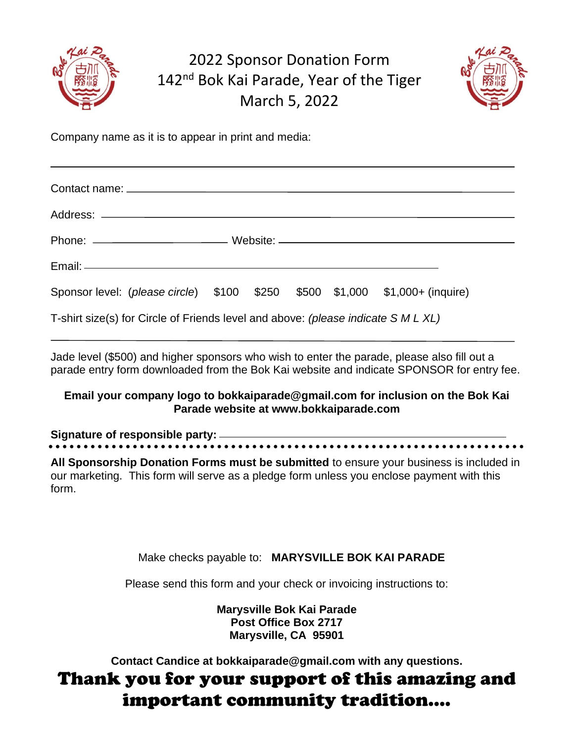# 2022 Sponsor Donation Form
# 142nd Bok Kai Parade, Year of the Tiger
# March 5, 2022

Company name as it is to appear in print and media:

\_\_\_\_\_\_\_\_\_\_\_\_\_\_\_\_\_\_\_\_\_\_\_\_\_\_\_\_\_\_\_\_\_\_\_\_\_\_\_\_\_\_\_\_\_\_\_\_\_\_\_\_\_\_\_\_

Contact name: \_\_\_\_\_\_\_\_\_\_\_\_\_\_\_\_\_\_\_\_\_\_\_\_\_\_\_\_\_\_\_\_\_\_\_\_\_\_\_\_\_\_\_\_

Address: \_\_\_\_\_\_\_\_\_\_\_\_\_\_\_\_\_\_\_\_\_\_\_\_\_\_\_\_\_\_\_\_\_\_\_\_\_\_\_\_\_\_\_\_\_\_\_\_

Phone: \_\_\_\_\_\_\_\_\_\_\_\_\_\_\_\_\_\_\_\_ Website: \_\_\_\_\_\_\_\_\_\_\_\_\_\_\_\_\_\_\_\_\_\_\_\_\_\_\_\_

Email: \_\_\_\_\_\_\_\_\_\_\_\_\_\_\_\_\_\_\_\_\_\_\_\_\_\_\_\_\_\_\_\_\_\_\_\_\_\_\_\_\_\_\_\_

Sponsor level: (*please circle*) $100 $250 $500 $1,000 $1,000+ (inquire)

T-shirt size(s) for Circle of Friends level and above: *(please indicate S M L XL)*

\_\_\_\_\_\_\_\_\_\_\_\_\_\_\_\_\_\_\_\_\_\_\_\_\_\_\_\_\_\_\_\_\_\_\_\_\_\_\_\_\_\_\_\_\_\_\_\_\_\_\_\_\_\_\_\_

Jade level ($500) and higher sponsors who wish to enter the parade, please also fill out a parade entry form downloaded from the Bok Kai website and indicate SPONSOR for entry fee.

**Email your company logo to bokkaiparade@gmail.com for inclusion on the Bok Kai Parade website at www.bokkaiparade.com**

**Signature of responsible party:** \_\_\_\_\_\_\_\_\_\_\_\_\_\_\_\_\_\_\_\_\_\_\_\_\_\_\_\_\_\_\_\_\_\_\_\_

**All Sponsorship Donation Forms must be submitted** to ensure your business is included in our marketing. This form will serve as a pledge form unless you enclose payment with this form.

Make checks payable to: **MARYSVILLE BOK KAI PARADE**

Please send this form and your check or invoicing instructions to:

**Marysville Bok Kai Parade**
**Post Office Box 2717**
**Marysville, CA 95901**

**Contact Candice at bokkaiparade@gmail.com with any questions.**

## Thank you for your support of this amazing and important community tradition….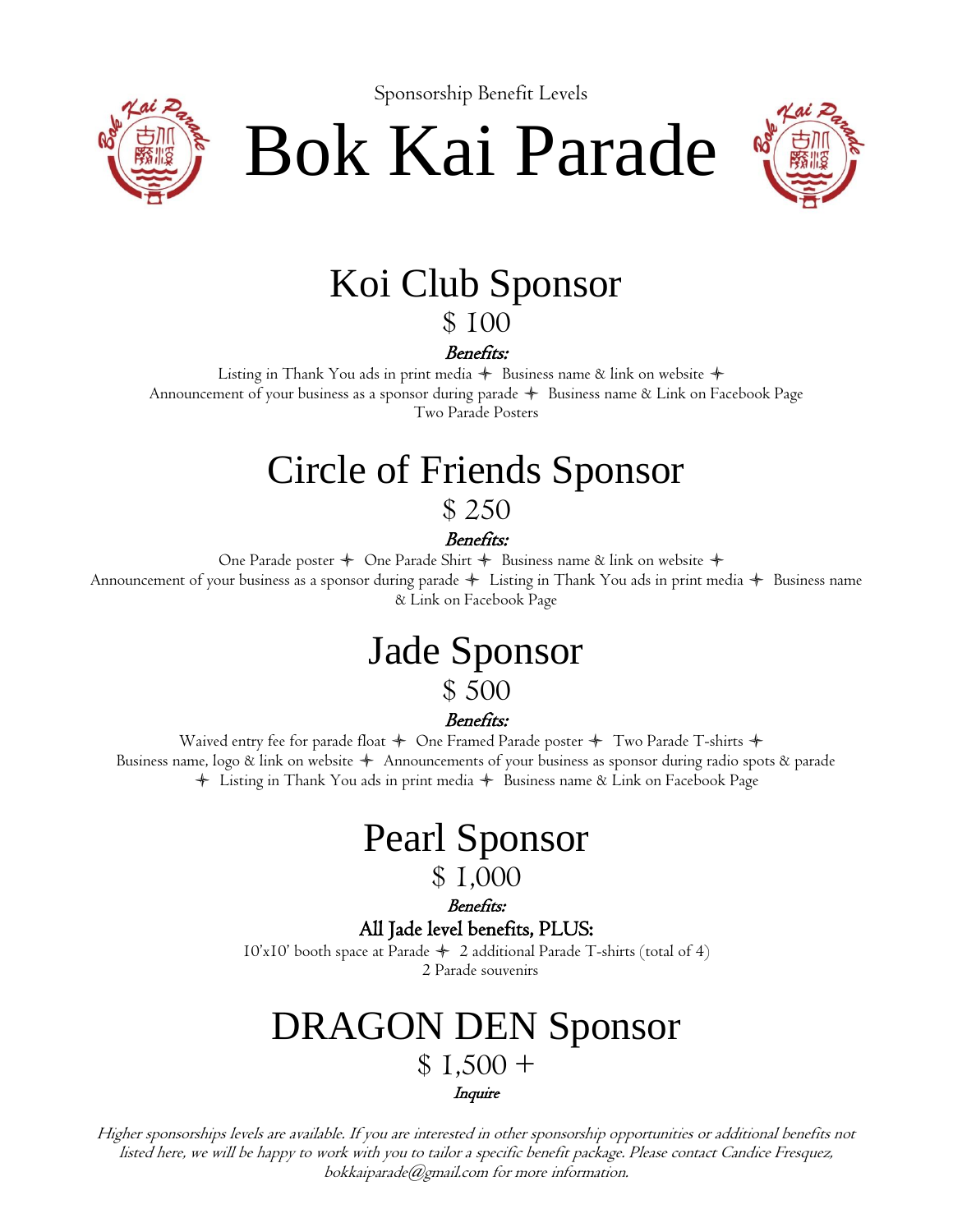Sponsorship Benefit Levels

# Bok Kai Parade

## Koi Club Sponsor

$ 100

*Benefits:*

Listing in Thank You ads in print media ✦ Business name & link on website ✦ Announcement of your business as a sponsor during parade ✦ Business name & Link on Facebook Page
Two Parade Posters

## Circle of Friends Sponsor

$ 250

*Benefits:*

One Parade poster ✦ One Parade Shirt ✦ Business name & link on website ✦ Announcement of your business as a sponsor during parade ✦ Listing in Thank You ads in print media ✦ Business name & Link on Facebook Page

## Jade Sponsor

$ 500

*Benefits:*

Waived entry fee for parade float ✦ One Framed Parade poster ✦ Two Parade T-shirts ✦ Business name, logo & link on website ✦ Announcements of your business as sponsor during radio spots & parade ✦ Listing in Thank You ads in print media ✦ Business name & Link on Facebook Page

## Pearl Sponsor

$ 1,000

*Benefits:*

**All Jade level benefits, PLUS:**

10'x10' booth space at Parade ✦ 2 additional Parade T-shirts (total of 4)
2 Parade souvenirs

## DRAGON DEN Sponsor

$ 1,500 +

*Inquire*

*Higher sponsorships levels are available. If you are interested in other sponsorship opportunities or additional benefits not listed here, we will be happy to work with you to tailor a specific benefit package. Please contact Candice Fresquez, bokkaiparade@gmail.com for more information.*